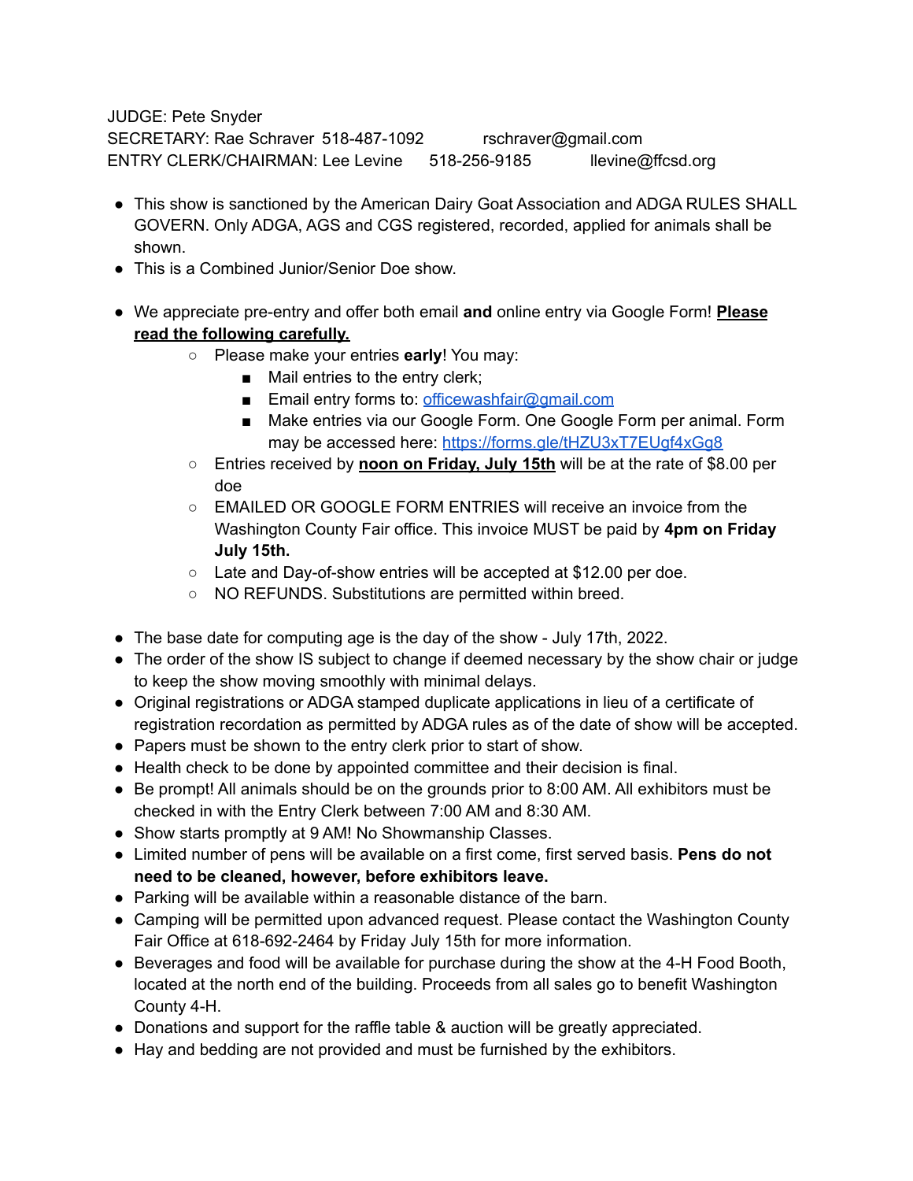JUDGE: Pete Snyder
SECRETARY: Rae Schraver 518-487-1092 rschraver@gmail.com
ENTRY CLERK/CHAIRMAN: Lee Levine 518-256-9185 llevine@ffcsd.org

- This show is sanctioned by the American Dairy Goat Association and ADGA RULES SHALL GOVERN. Only ADGA, AGS and CGS registered, recorded, applied for animals shall be shown.
- This is a Combined Junior/Senior Doe show.
- We appreciate pre-entry and offer both email **and** online entry via Google Form! **Please read the following carefully.**
    - Please make your entries **early**! You may:
        - Mail entries to the entry clerk;
        - Email entry forms to: [officewashfair@gmail.com](mailto:officewashfair@gmail.com)
        - Make entries via our Google Form. One Google Form per animal. Form may be accessed here: [https://forms.gle/tHZU3xT7EUgf4xGg8](https://forms.gle/tHZU3xT7EUgf4xGg8)
    - Entries received by **noon on Friday, July 15th** will be at the rate of $8.00 per doe
    - EMAILED OR GOOGLE FORM ENTRIES will receive an invoice from the Washington County Fair office. This invoice MUST be paid by **4pm on Friday July 15th.**
    - Late and Day-of-show entries will be accepted at $12.00 per doe.
    - NO REFUNDS. Substitutions are permitted within breed.
- The base date for computing age is the day of the show - July 17th, 2022.
- The order of the show IS subject to change if deemed necessary by the show chair or judge to keep the show moving smoothly with minimal delays.
- Original registrations or ADGA stamped duplicate applications in lieu of a certificate of registration recordation as permitted by ADGA rules as of the date of show will be accepted.
- Papers must be shown to the entry clerk prior to start of show.
- Health check to be done by appointed committee and their decision is final.
- Be prompt! All animals should be on the grounds prior to 8:00 AM. All exhibitors must be checked in with the Entry Clerk between 7:00 AM and 8:30 AM.
- Show starts promptly at 9 AM! No Showmanship Classes.
- Limited number of pens will be available on a first come, first served basis. **Pens do not need to be cleaned, however, before exhibitors leave.**
- Parking will be available within a reasonable distance of the barn.
- Camping will be permitted upon advanced request. Please contact the Washington County Fair Office at 618-692-2464 by Friday July 15th for more information.
- Beverages and food will be available for purchase during the show at the 4-H Food Booth, located at the north end of the building. Proceeds from all sales go to benefit Washington County 4-H.
- Donations and support for the raffle table & auction will be greatly appreciated.
- Hay and bedding are not provided and must be furnished by the exhibitors.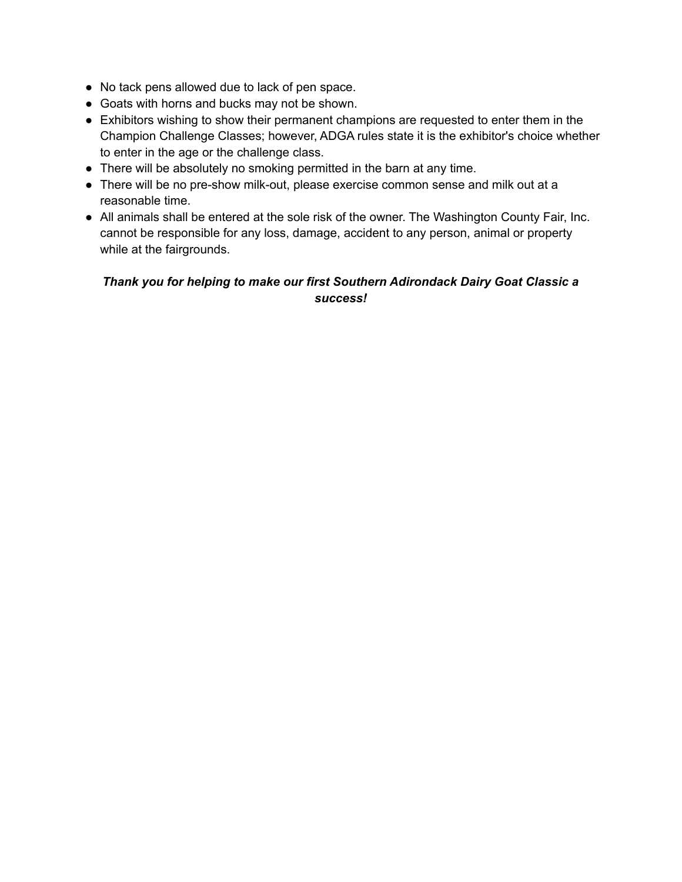- No tack pens allowed due to lack of pen space.
- Goats with horns and bucks may not be shown.
- Exhibitors wishing to show their permanent champions are requested to enter them in the Champion Challenge Classes; however, ADGA rules state it is the exhibitor's choice whether to enter in the age or the challenge class.
- There will be absolutely no smoking permitted in the barn at any time.
- There will be no pre-show milk-out, please exercise common sense and milk out at a reasonable time.
- All animals shall be entered at the sole risk of the owner. The Washington County Fair, Inc. cannot be responsible for any loss, damage, accident to any person, animal or property while at the fairgrounds.

***Thank you for helping to make our first Southern Adirondack Dairy Goat Classic a success!***